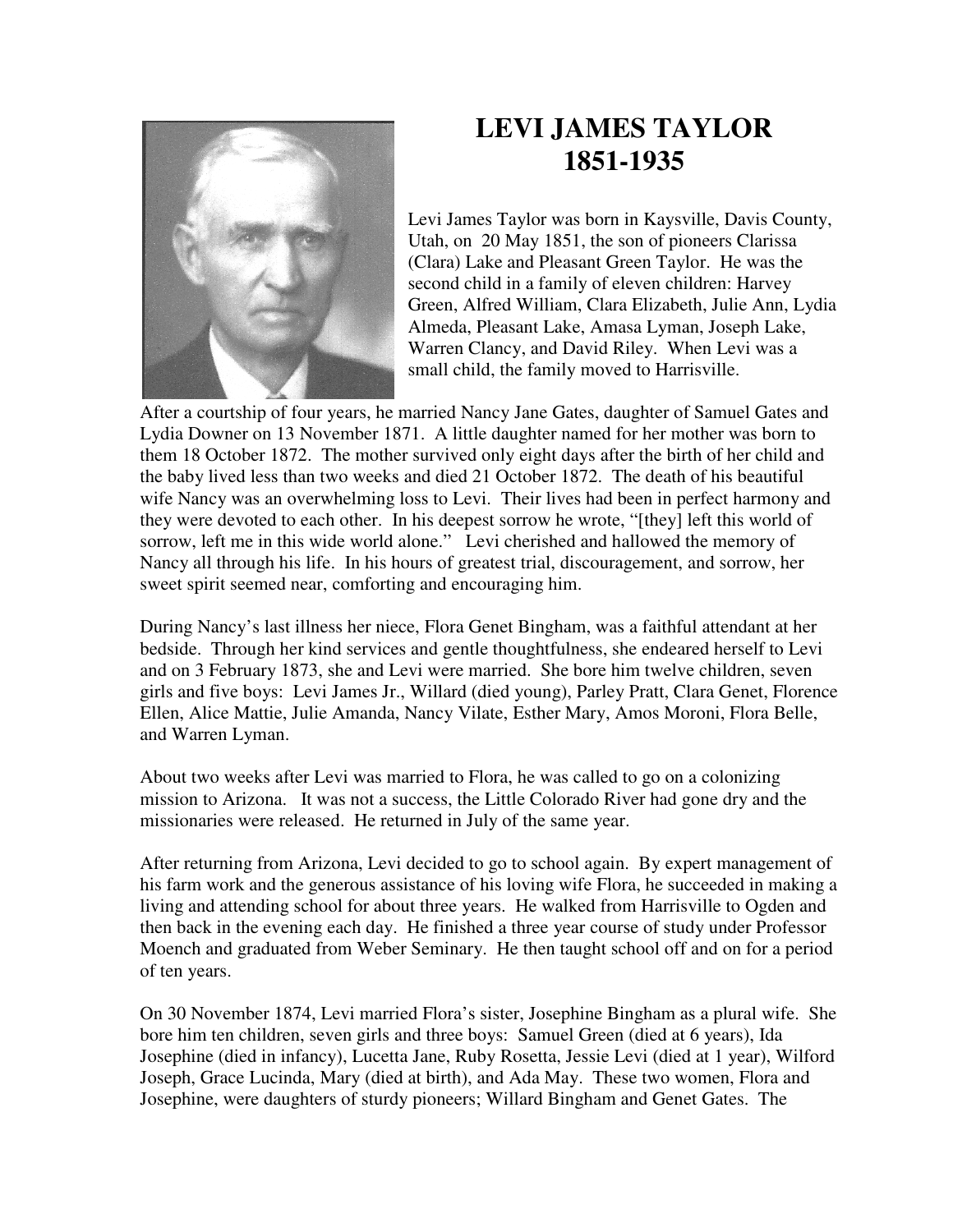# LEVI JAMES TAYLOR
# 1851-1935

Levi James Taylor was born in Kaysville, Davis County, Utah, on 20 May 1851, the son of pioneers Clarissa (Clara) Lake and Pleasant Green Taylor. He was the second child in a family of eleven children: Harvey Green, Alfred William, Clara Elizabeth, Julie Ann, Lydia Almeda, Pleasant Lake, Amasa Lyman, Joseph Lake, Warren Clancy, and David Riley. When Levi was a small child, the family moved to Harrisville.

After a courtship of four years, he married Nancy Jane Gates, daughter of Samuel Gates and Lydia Downer on 13 November 1871. A little daughter named for her mother was born to them 18 October 1872. The mother survived only eight days after the birth of her child and the baby lived less than two weeks and died 21 October 1872. The death of his beautiful wife Nancy was an overwhelming loss to Levi. Their lives had been in perfect harmony and they were devoted to each other. In his deepest sorrow he wrote, "[they] left this world of sorrow, left me in this wide world alone." Levi cherished and hallowed the memory of Nancy all through his life. In his hours of greatest trial, discouragement, and sorrow, her sweet spirit seemed near, comforting and encouraging him.

During Nancy's last illness her niece, Flora Genet Bingham, was a faithful attendant at her bedside. Through her kind services and gentle thoughtfulness, she endeared herself to Levi and on 3 February 1873, she and Levi were married. She bore him twelve children, seven girls and five boys: Levi James Jr., Willard (died young), Parley Pratt, Clara Genet, Florence Ellen, Alice Mattie, Julie Amanda, Nancy Vilate, Esther Mary, Amos Moroni, Flora Belle, and Warren Lyman.

About two weeks after Levi was married to Flora, he was called to go on a colonizing mission to Arizona. It was not a success, the Little Colorado River had gone dry and the missionaries were released. He returned in July of the same year.

After returning from Arizona, Levi decided to go to school again. By expert management of his farm work and the generous assistance of his loving wife Flora, he succeeded in making a living and attending school for about three years. He walked from Harrisville to Ogden and then back in the evening each day. He finished a three year course of study under Professor Moench and graduated from Weber Seminary. He then taught school off and on for a period of ten years.

On 30 November 1874, Levi married Flora's sister, Josephine Bingham as a plural wife. She bore him ten children, seven girls and three boys: Samuel Green (died at 6 years), Ida Josephine (died in infancy), Lucetta Jane, Ruby Rosetta, Jessie Levi (died at 1 year), Wilford Joseph, Grace Lucinda, Mary (died at birth), and Ada May. These two women, Flora and Josephine, were daughters of sturdy pioneers; Willard Bingham and Genet Gates. The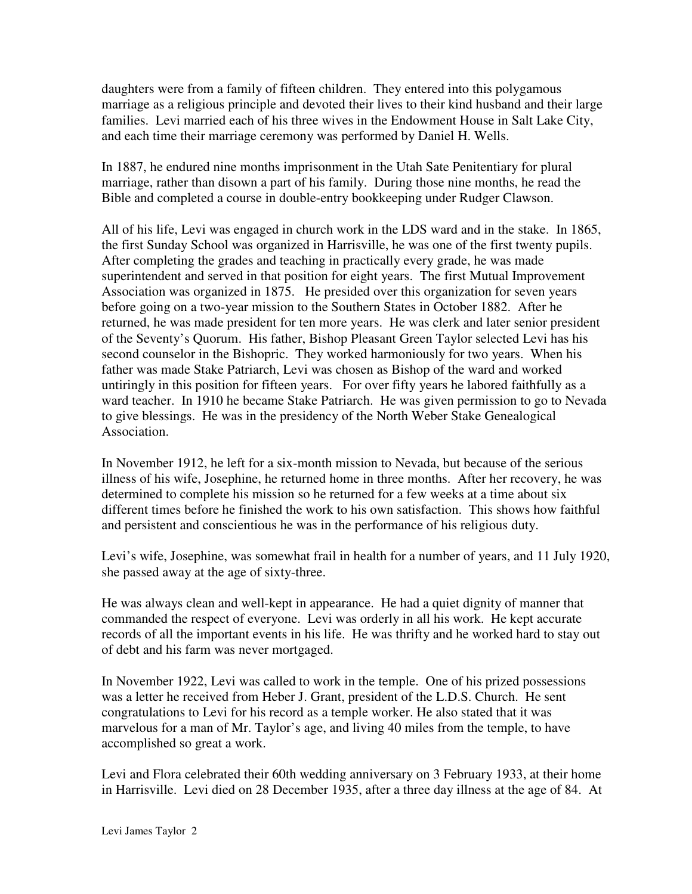daughters were from a family of fifteen children. They entered into this polygamous marriage as a religious principle and devoted their lives to their kind husband and their large families. Levi married each of his three wives in the Endowment House in Salt Lake City, and each time their marriage ceremony was performed by Daniel H. Wells.

In 1887, he endured nine months imprisonment in the Utah Sate Penitentiary for plural marriage, rather than disown a part of his family. During those nine months, he read the Bible and completed a course in double-entry bookkeeping under Rudger Clawson.

All of his life, Levi was engaged in church work in the LDS ward and in the stake. In 1865, the first Sunday School was organized in Harrisville, he was one of the first twenty pupils. After completing the grades and teaching in practically every grade, he was made superintendent and served in that position for eight years. The first Mutual Improvement Association was organized in 1875. He presided over this organization for seven years before going on a two-year mission to the Southern States in October 1882. After he returned, he was made president for ten more years. He was clerk and later senior president of the Seventy's Quorum. His father, Bishop Pleasant Green Taylor selected Levi has his second counselor in the Bishopric. They worked harmoniously for two years. When his father was made Stake Patriarch, Levi was chosen as Bishop of the ward and worked untiringly in this position for fifteen years. For over fifty years he labored faithfully as a ward teacher. In 1910 he became Stake Patriarch. He was given permission to go to Nevada to give blessings. He was in the presidency of the North Weber Stake Genealogical Association.

In November 1912, he left for a six-month mission to Nevada, but because of the serious illness of his wife, Josephine, he returned home in three months. After her recovery, he was determined to complete his mission so he returned for a few weeks at a time about six different times before he finished the work to his own satisfaction. This shows how faithful and persistent and conscientious he was in the performance of his religious duty.

Levi's wife, Josephine, was somewhat frail in health for a number of years, and 11 July 1920, she passed away at the age of sixty-three.

He was always clean and well-kept in appearance. He had a quiet dignity of manner that commanded the respect of everyone. Levi was orderly in all his work. He kept accurate records of all the important events in his life. He was thrifty and he worked hard to stay out of debt and his farm was never mortgaged.

In November 1922, Levi was called to work in the temple. One of his prized possessions was a letter he received from Heber J. Grant, president of the L.D.S. Church. He sent congratulations to Levi for his record as a temple worker. He also stated that it was marvelous for a man of Mr. Taylor's age, and living 40 miles from the temple, to have accomplished so great a work.

Levi and Flora celebrated their 60th wedding anniversary on 3 February 1933, at their home in Harrisville. Levi died on 28 December 1935, after a three day illness at the age of 84. At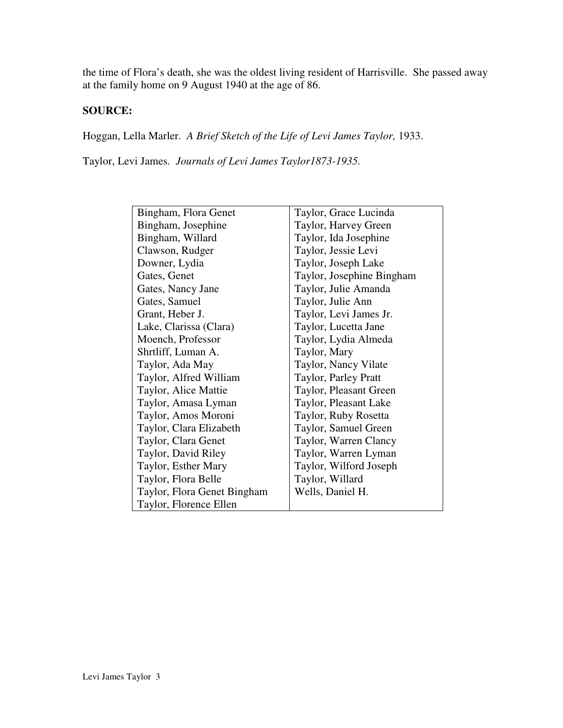the time of Flora's death, she was the oldest living resident of Harrisville. She passed away at the family home on 9 August 1940 at the age of 86.

**SOURCE:**

Hoggan, Lella Marler. *A Brief Sketch of the Life of Levi James Taylor,* 1933.

Taylor, Levi James. *Journals of Levi James Taylor1873-1935.*

| | |
|---|---|
| Bingham, Flora Genet | Taylor, Grace Lucinda |
| Bingham, Josephine | Taylor, Harvey Green |
| Bingham, Willard | Taylor, Ida Josephine |
| Clawson, Rudger | Taylor, Jessie Levi |
| Downer, Lydia | Taylor, Joseph Lake |
| Gates, Genet | Taylor, Josephine Bingham |
| Gates, Nancy Jane | Taylor, Julie Amanda |
| Gates, Samuel | Taylor, Julie Ann |
| Grant, Heber J. | Taylor, Levi James Jr. |
| Lake, Clarissa (Clara) | Taylor, Lucetta Jane |
| Moench, Professor | Taylor, Lydia Almeda |
| Shrtliff, Luman A. | Taylor, Mary |
| Taylor, Ada May | Taylor, Nancy Vilate |
| Taylor, Alfred William | Taylor, Parley Pratt |
| Taylor, Alice Mattie | Taylor, Pleasant Green |
| Taylor, Amasa Lyman | Taylor, Pleasant Lake |
| Taylor, Amos Moroni | Taylor, Ruby Rosetta |
| Taylor, Clara Elizabeth | Taylor, Samuel Green |
| Taylor, Clara Genet | Taylor, Warren Clancy |
| Taylor, David Riley | Taylor, Warren Lyman |
| Taylor, Esther Mary | Taylor, Wilford Joseph |
| Taylor, Flora Belle | Taylor, Willard |
| Taylor, Flora Genet Bingham | Wells, Daniel H. |
| Taylor, Florence Ellen | |